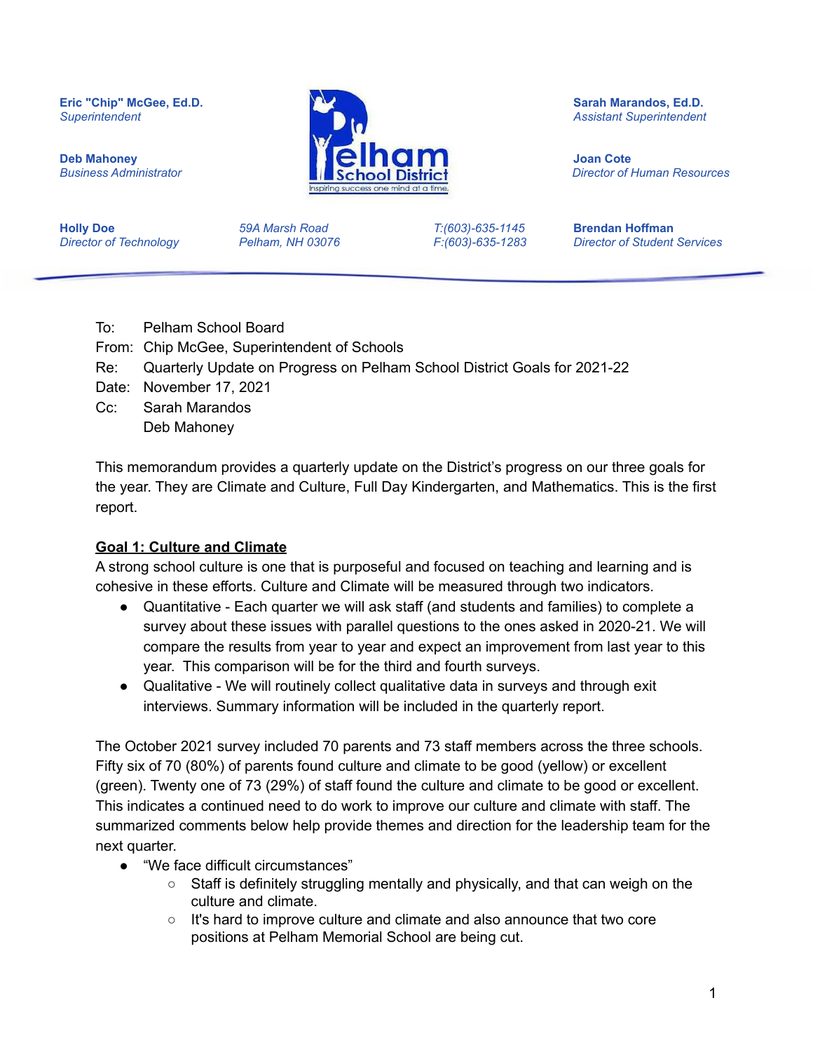**Eric "Chip" McGee, Ed.D.**
*Superintendent*

**Deb Mahoney**
*Business Administrator*

**Sarah Marandos, Ed.D.**
*Assistant Superintendent*

**Joan Cote**
*Director of Human Resources*

**Holly Doe**
*Director of Technology*

*59A Marsh Road*
*Pelham, NH 03076*

*T:(603)-635-1145*
*F:(603)-635-1283*

**Brendan Hoffman**
*Director of Student Services*

---

To: Pelham School Board
From: Chip McGee, Superintendent of Schools
Re: Quarterly Update on Progress on Pelham School District Goals for 2021-22
Date: November 17, 2021
Cc: Sarah Marandos
Deb Mahoney

This memorandum provides a quarterly update on the District's progress on our three goals for the year. They are Climate and Culture, Full Day Kindergarten, and Mathematics. This is the first report.

**Goal 1: Culture and Climate**

A strong school culture is one that is purposeful and focused on teaching and learning and is cohesive in these efforts. Culture and Climate will be measured through two indicators.

- Quantitative - Each quarter we will ask staff (and students and families) to complete a survey about these issues with parallel questions to the ones asked in 2020-21. We will compare the results from year to year and expect an improvement from last year to this year. This comparison will be for the third and fourth surveys.
- Qualitative - We will routinely collect qualitative data in surveys and through exit interviews. Summary information will be included in the quarterly report.

The October 2021 survey included 70 parents and 73 staff members across the three schools. Fifty six of 70 (80%) of parents found culture and climate to be good (yellow) or excellent (green). Twenty one of 73 (29%) of staff found the culture and climate to be good or excellent. This indicates a continued need to do work to improve our culture and climate with staff. The summarized comments below help provide themes and direction for the leadership team for the next quarter.

- "We face difficult circumstances"
  - Staff is definitely struggling mentally and physically, and that can weigh on the culture and climate.
  - It's hard to improve culture and climate and also announce that two core positions at Pelham Memorial School are being cut.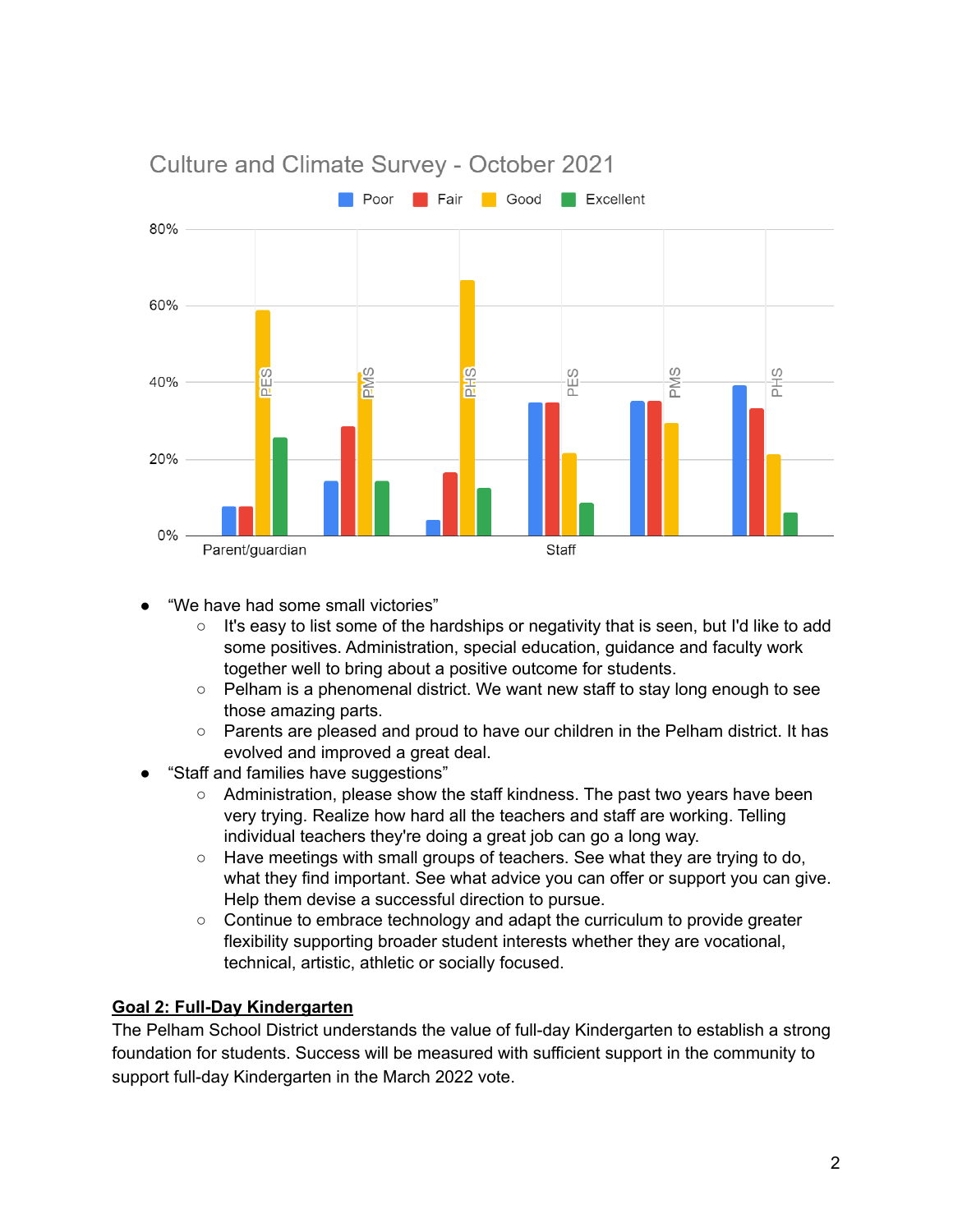Culture and Climate Survey - October 2021

- "We have had some small victories"
  - It's easy to list some of the hardships or negativity that is seen, but I'd like to add some positives. Administration, special education, guidance and faculty work together well to bring about a positive outcome for students.
  - Pelham is a phenomenal district. We want new staff to stay long enough to see those amazing parts.
  - Parents are pleased and proud to have our children in the Pelham district. It has evolved and improved a great deal.
- "Staff and families have suggestions"
  - Administration, please show the staff kindness. The past two years have been very trying. Realize how hard all the teachers and staff are working. Telling individual teachers they're doing a great job can go a long way.
  - Have meetings with small groups of teachers. See what they are trying to do, what they find important. See what advice you can offer or support you can give. Help them devise a successful direction to pursue.
  - Continue to embrace technology and adapt the curriculum to provide greater flexibility supporting broader student interests whether they are vocational, technical, artistic, athletic or socially focused.

**Goal 2: Full-Day Kindergarten**

The Pelham School District understands the value of full-day Kindergarten to establish a strong foundation for students. Success will be measured with sufficient support in the community to support full-day Kindergarten in the March 2022 vote.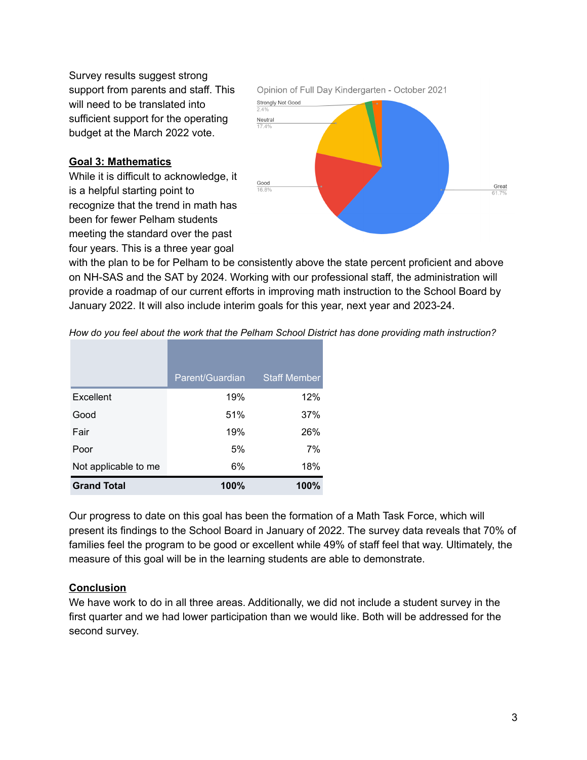Survey results suggest strong support from parents and staff. This will need to be translated into sufficient support for the operating budget at the March 2022 vote.

Opinion of Full Day Kindergarten - October 2021

Strongly Not Good
2.4%

Neutral
17.4%

Good
16.8%

Great
61.7%

**Goal 3: Mathematics**

While it is difficult to acknowledge, it is a helpful starting point to recognize that the trend in math has been for fewer Pelham students meeting the standard over the past four years. This is a three year goal with the plan to be for Pelham to be consistently above the state percent proficient and above on NH-SAS and the SAT by 2024. Working with our professional staff, the administration will provide a roadmap of our current efforts in improving math instruction to the School Board by January 2022. It will also include interim goals for this year, next year and 2023-24.

*How do you feel about the work that the Pelham School District has done providing math instruction?*

| | Parent/Guardian | Staff Member |
|---|---|---|
| Excellent | 19% | 12% |
| Good | 51% | 37% |
| Fair | 19% | 26% |
| Poor | 5% | 7% |
| Not applicable to me | 6% | 18% |
| **Grand Total** | **100%** | **100%** |

Our progress to date on this goal has been the formation of a Math Task Force, which will present its findings to the School Board in January of 2022. The survey data reveals that 70% of families feel the program to be good or excellent while 49% of staff feel that way. Ultimately, the measure of this goal will be in the learning students are able to demonstrate.

**Conclusion**

We have work to do in all three areas. Additionally, we did not include a student survey in the first quarter and we had lower participation than we would like. Both will be addressed for the second survey.